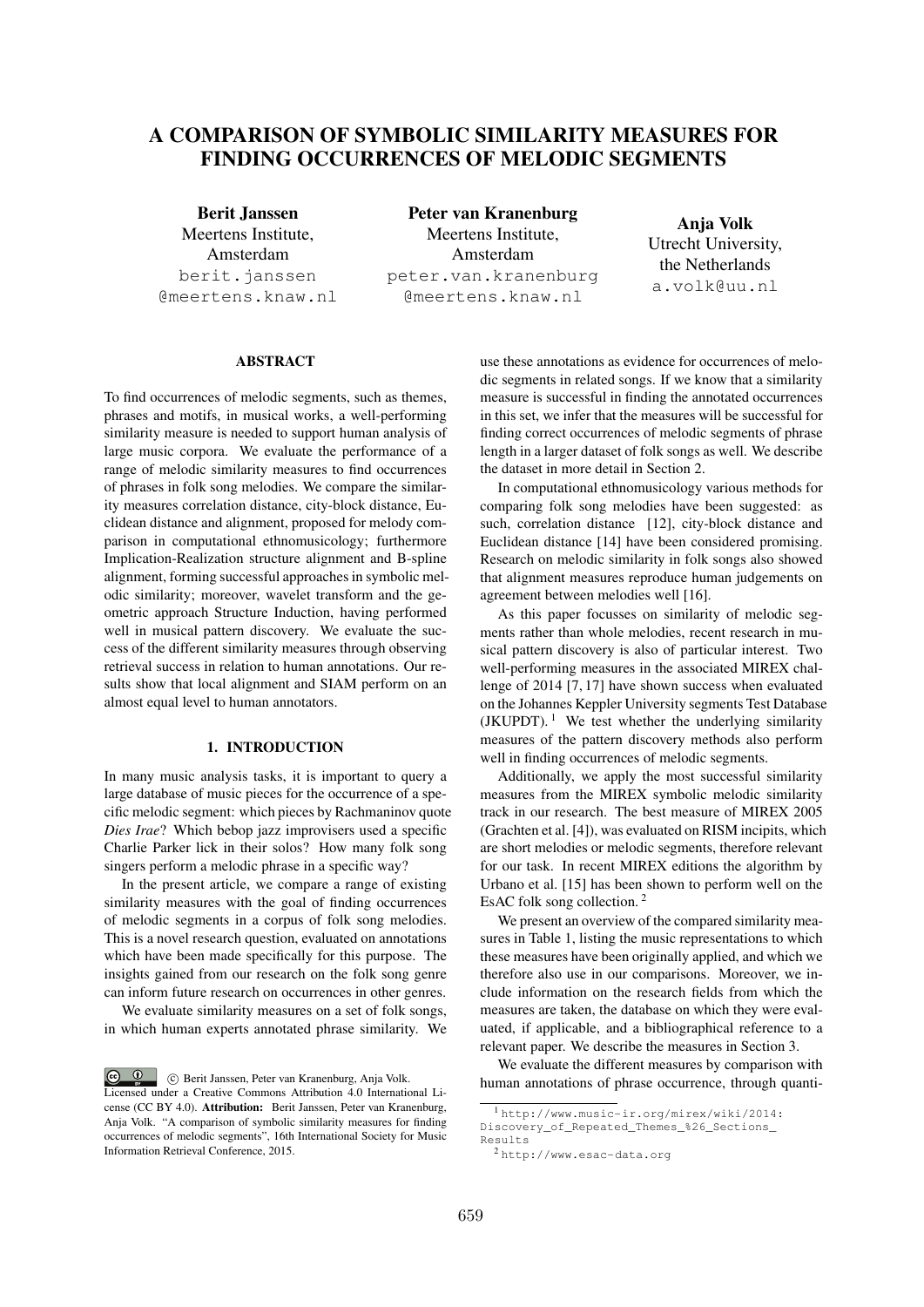# A COMPARISON OF SYMBOLIC SIMILARITY MEASURES FOR FINDING OCCURRENCES OF MELODIC SEGMENTS

**Berit Janssen**
Meertens Institute,
Amsterdam
berit.janssen
@meertens.knaw.nl

**Peter van Kranenburg**
Meertens Institute,
Amsterdam
peter.van.kranenburg
@meertens.knaw.nl

**Anja Volk**
Utrecht University,
the Netherlands
a.volk@uu.nl

### ABSTRACT

To find occurrences of melodic segments, such as themes, phrases and motifs, in musical works, a well-performing similarity measure is needed to support human analysis of large music corpora. We evaluate the performance of a range of melodic similarity measures to find occurrences of phrases in folk song melodies. We compare the similarity measures correlation distance, city-block distance, Euclidean distance and alignment, proposed for melody comparison in computational ethnomusicology; furthermore Implication-Realization structure alignment and B-spline alignment, forming successful approaches in symbolic melodic similarity; moreover, wavelet transform and the geometric approach Structure Induction, having performed well in musical pattern discovery. We evaluate the success of the different similarity measures through observing retrieval success in relation to human annotations. Our results show that local alignment and SIAM perform on an almost equal level to human annotators.

## 1. INTRODUCTION

In many music analysis tasks, it is important to query a large database of music pieces for the occurrence of a specific melodic segment: which pieces by Rachmaninov quote *Dies Irae*? Which bebop jazz improvisers used a specific Charlie Parker lick in their solos? How many folk song singers perform a melodic phrase in a specific way?

In the present article, we compare a range of existing similarity measures with the goal of finding occurrences of melodic segments in a corpus of folk song melodies. This is a novel research question, evaluated on annotations which have been made specifically for this purpose. The insights gained from our research on the folk song genre can inform future research on occurrences in other genres.

We evaluate similarity measures on a set of folk songs, in which human experts annotated phrase similarity. We use these annotations as evidence for occurrences of melodic segments in related songs. If we know that a similarity measure is successful in finding the annotated occurrences in this set, we infer that the measures will be successful for finding correct occurrences of melodic segments of phrase length in a larger dataset of folk songs as well. We describe the dataset in more detail in Section 2.

In computational ethnomusicology various methods for comparing folk song melodies have been suggested: as such, correlation distance [12], city-block distance and Euclidean distance [14] have been considered promising. Research on melodic similarity in folk songs also showed that alignment measures reproduce human judgements on agreement between melodies well [16].

As this paper focusses on similarity of melodic segments rather than whole melodies, recent research in musical pattern discovery is also of particular interest. Two well-performing measures in the associated MIREX challenge of 2014 [7, 17] have shown success when evaluated on the Johannes Keppler University segments Test Database (JKUPDT). [1] We test whether the underlying similarity measures of the pattern discovery methods also perform well in finding occurrences of melodic segments.

Additionally, we apply the most successful similarity measures from the MIREX symbolic melodic similarity track in our research. The best measure of MIREX 2005 (Grachten et al. [4]), was evaluated on RISM incipits, which are short melodies or melodic segments, therefore relevant for our task. In recent MIREX editions the algorithm by Urbano et al. [15] has been shown to perform well on the EsAC folk song collection. [2]

We present an overview of the compared similarity measures in Table 1, listing the music representations to which these measures have been originally applied, and which we therefore also use in our comparisons. Moreover, we include information on the research fields from which the measures are taken, the database on which they were evaluated, if applicable, and a bibliographical reference to a relevant paper. We describe the measures in Section 3.

We evaluate the different measures by comparison with human annotations of phrase occurrence, through quanti-

[1] http://www.music-ir.org/mirex/wiki/2014:Discovery_of_Repeated_Themes_%26_Sections_Results

[2] http://www.esac-data.org

© Berit Janssen, Peter van Kranenburg, Anja Volk. Licensed under a Creative Commons Attribution 4.0 International License (CC BY 4.0). **Attribution:** Berit Janssen, Peter van Kranenburg, Anja Volk. "A comparison of symbolic similarity measures for finding occurrences of melodic segments", 16th International Society for Music Information Retrieval Conference, 2015.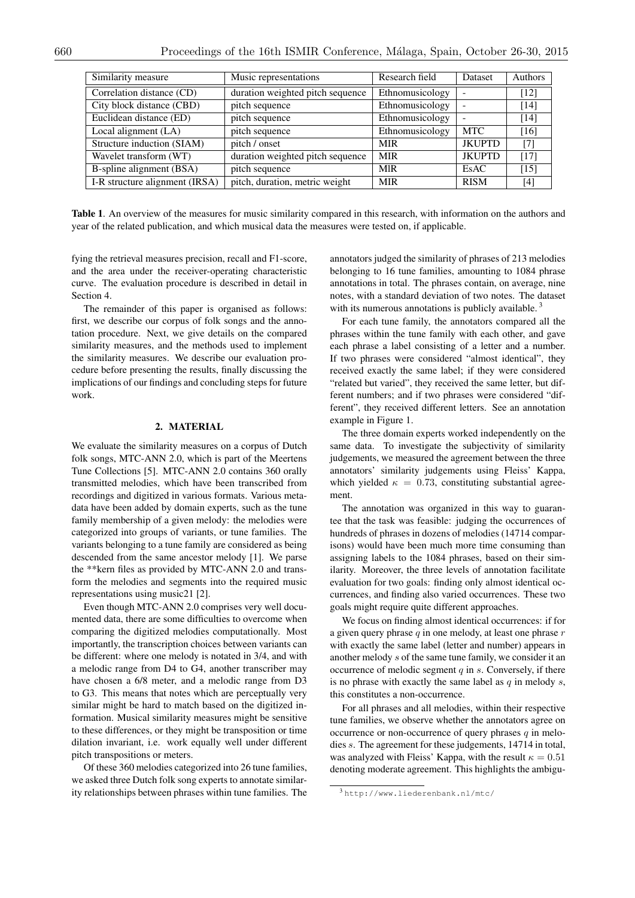| Similarity measure | Music representations | Research field | Dataset | Authors |
|---|---|---|---|---|
| Correlation distance (CD) | duration weighted pitch sequence | Ethnomusicology | - | [12] |
| City block distance (CBD) | pitch sequence | Ethnomusicology | - | [14] |
| Euclidean distance (ED) | pitch sequence | Ethnomusicology | - | [14] |
| Local alignment (LA) | pitch sequence | Ethnomusicology | MTC | [16] |
| Structure induction (SIAM) | pitch / onset | MIR | JKUPTD | [7] |
| Wavelet transform (WT) | duration weighted pitch sequence | MIR | JKUPTD | [17] |
| B-spline alignment (BSA) | pitch sequence | MIR | EsAC | [15] |
| I-R structure alignment (IRSA) | pitch, duration, metric weight | MIR | RISM | [4] |

**Table 1**. An overview of the measures for music similarity compared in this research, with information on the authors and year of the related publication, and which musical data the measures were tested on, if applicable.

fying the retrieval measures precision, recall and F1-score, and the area under the receiver-operating characteristic curve. The evaluation procedure is described in detail in Section 4.

The remainder of this paper is organised as follows: first, we describe our corpus of folk songs and the annotation procedure. Next, we give details on the compared similarity measures, and the methods used to implement the similarity measures. We describe our evaluation procedure before presenting the results, finally discussing the implications of our findings and concluding steps for future work.

## 2. MATERIAL

We evaluate the similarity measures on a corpus of Dutch folk songs, MTC-ANN 2.0, which is part of the Meertens Tune Collections [5]. MTC-ANN 2.0 contains 360 orally transmitted melodies, which have been transcribed from recordings and digitized in various formats. Various metadata have been added by domain experts, such as the tune family membership of a given melody: the melodies were categorized into groups of variants, or tune families. The variants belonging to a tune family are considered as being descended from the same ancestor melody [1]. We parse the **kern files as provided by MTC-ANN 2.0 and transform the melodies and segments into the required music representations using music21 [2].

Even though MTC-ANN 2.0 comprises very well documented data, there are some difficulties to overcome when comparing the digitized melodies computationally. Most importantly, the transcription choices between variants can be different: where one melody is notated in 3/4, and with a melodic range from D4 to G4, another transcriber may have chosen a 6/8 meter, and a melodic range from D3 to G3. This means that notes which are perceptually very similar might be hard to match based on the digitized information. Musical similarity measures might be sensitive to these differences, or they might be transposition or time dilation invariant, i.e. work equally well under different pitch transpositions or meters.

Of these 360 melodies categorized into 26 tune families, we asked three Dutch folk song experts to annotate similarity relationships between phrases within tune families. The annotators judged the similarity of phrases of 213 melodies belonging to 16 tune families, amounting to 1084 phrase annotations in total. The phrases contain, on average, nine notes, with a standard deviation of two notes. The dataset with its numerous annotations is publicly available. [3]

For each tune family, the annotators compared all the phrases within the tune family with each other, and gave each phrase a label consisting of a letter and a number. If two phrases were considered "almost identical", they received exactly the same label; if they were considered "related but varied", they received the same letter, but different numbers; and if two phrases were considered "different", they received different letters. See an annotation example in Figure 1.

The three domain experts worked independently on the same data. To investigate the subjectivity of similarity judgements, we measured the agreement between the three annotators' similarity judgements using Fleiss' Kappa, which yielded $\kappa = 0.73$, constituting substantial agreement.

The annotation was organized in this way to guarantee that the task was feasible: judging the occurrences of hundreds of phrases in dozens of melodies (14714 comparisons) would have been much more time consuming than assigning labels to the 1084 phrases, based on their similarity. Moreover, the three levels of annotation facilitate evaluation for two goals: finding only almost identical occurrences, and finding also varied occurrences. These two goals might require quite different approaches.

We focus on finding almost identical occurrences: if for a given query phrase $q$ in one melody, at least one phrase $r$ with exactly the same label (letter and number) appears in another melody $s$ of the same tune family, we consider it an occurrence of melodic segment $q$ in $s$. Conversely, if there is no phrase with exactly the same label as $q$ in melody $s$, this constitutes a non-occurrence.

For all phrases and all melodies, within their respective tune families, we observe whether the annotators agree on occurrence or non-occurrence of query phrases $q$ in melodies $s$. The agreement for these judgements, 14714 in total, was analyzed with Fleiss' Kappa, with the result $\kappa = 0.51$ denoting moderate agreement. This highlights the ambigu-

[3] http://www.liederenbank.nl/mtc/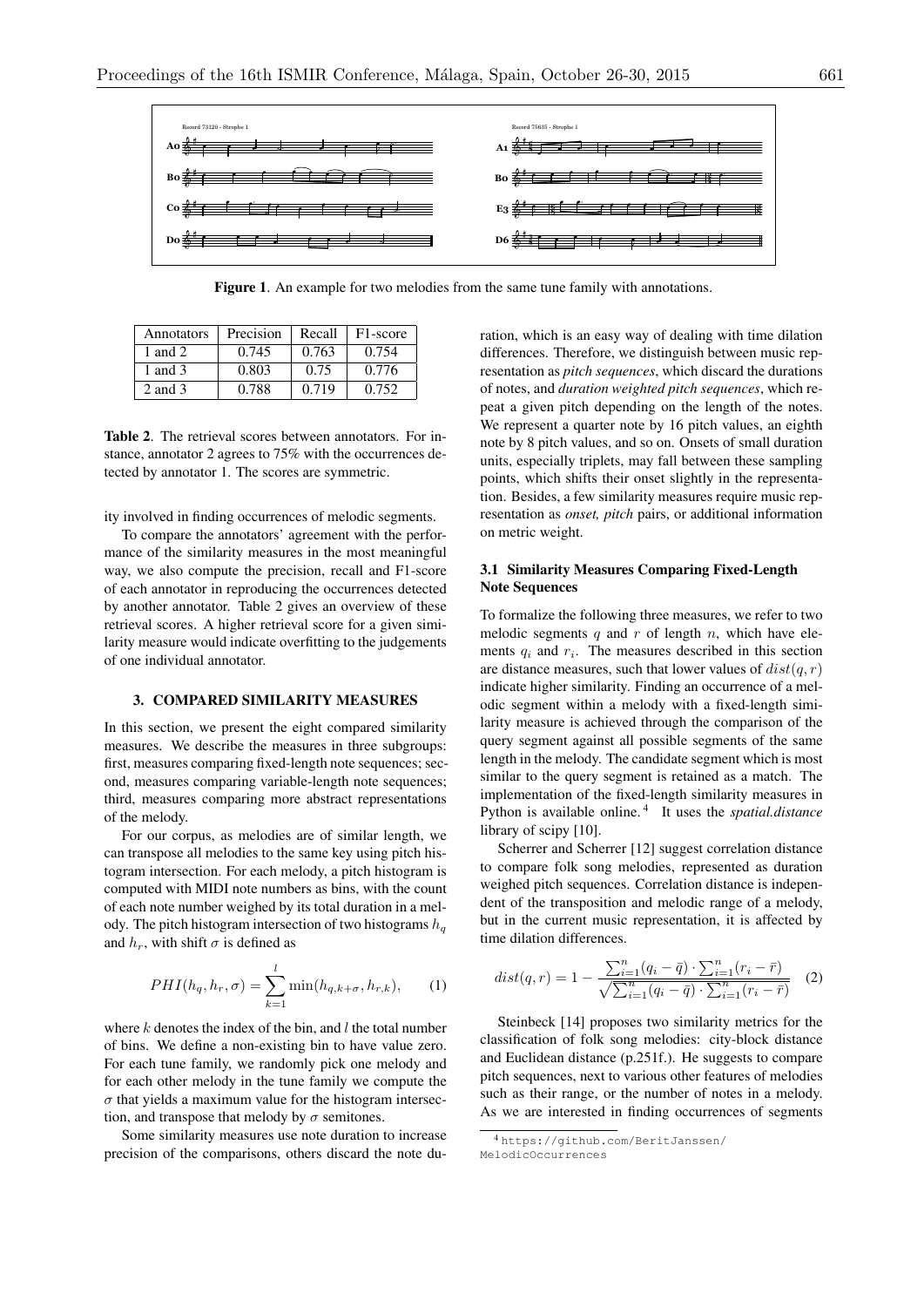Figure 1. An example for two melodies from the same tune family with annotations.

| Annotators | Precision | Recall | F1-score |
|---|---|---|---|
| 1 and 2 | 0.745 | 0.763 | 0.754 |
| 1 and 3 | 0.803 | 0.75 | 0.776 |
| 2 and 3 | 0.788 | 0.719 | 0.752 |

**Table 2**. The retrieval scores between annotators. For instance, annotator 2 agrees to 75% with the occurrences detected by annotator 1. The scores are symmetric.

ity involved in finding occurrences of melodic segments.

To compare the annotators' agreement with the performance of the similarity measures in the most meaningful way, we also compute the precision, recall and F1-score of each annotator in reproducing the occurrences detected by another annotator. Table 2 gives an overview of these retrieval scores. A higher retrieval score for a given similarity measure would indicate overfitting to the judgements of one individual annotator.

## 3. COMPARED SIMILARITY MEASURES

In this section, we present the eight compared similarity measures. We describe the measures in three subgroups: first, measures comparing fixed-length note sequences; second, measures comparing variable-length note sequences; third, measures comparing more abstract representations of the melody.

For our corpus, as melodies are of similar length, we can transpose all melodies to the same key using pitch histogram intersection. For each melody, a pitch histogram is computed with MIDI note numbers as bins, with the count of each note number weighed by its total duration in a melody. The pitch histogram intersection of two histograms $h_q$ and $h_r$, with shift $\sigma$ is defined as

$$PHI(h_q, h_r, \sigma) = \sum_{k=1}^{l} \min(h_{q,k+\sigma}, h_{r,k}), \qquad (1)$$

where $k$ denotes the index of the bin, and $l$ the total number of bins. We define a non-existing bin to have value zero. For each tune family, we randomly pick one melody and for each other melody in the tune family we compute the $\sigma$ that yields a maximum value for the histogram intersection, and transpose that melody by $\sigma$ semitones.

Some similarity measures use note duration to increase precision of the comparisons, others discard the note duration, which is an easy way of dealing with time dilation differences. Therefore, we distinguish between music representation as *pitch sequences*, which discard the durations of notes, and *duration weighted pitch sequences*, which repeat a given pitch depending on the length of the notes. We represent a quarter note by 16 pitch values, an eighth note by 8 pitch values, and so on. Onsets of small duration units, especially triplets, may fall between these sampling points, which shifts their onset slightly in the representation. Besides, a few similarity measures require music representation as *onset, pitch* pairs, or additional information on metric weight.

### 3.1 Similarity Measures Comparing Fixed-Length Note Sequences

To formalize the following three measures, we refer to two melodic segments $q$ and $r$ of length $n$, which have elements $q_i$ and $r_i$. The measures described in this section are distance measures, such that lower values of $dist(q, r)$ indicate higher similarity. Finding an occurrence of a melodic segment within a melody with a fixed-length similarity measure is achieved through the comparison of the query segment against all possible segments of the same length in the melody. The candidate segment which is most similar to the query segment is retained as a match. The implementation of the fixed-length similarity measures in Python is available online.[4] It uses the *spatial.distance* library of scipy [10].

Scherrer and Scherrer [12] suggest correlation distance to compare folk song melodies, represented as duration weighed pitch sequences. Correlation distance is independent of the transposition and melodic range of a melody, but in the current music representation, it is affected by time dilation differences.

$$dist(q, r) = 1 - \frac{\sum_{i=1}^{n}(q_i - \bar{q}) \cdot \sum_{i=1}^{n}(r_i - \bar{r})}{\sqrt{\sum_{i=1}^{n}(q_i - \bar{q}) \cdot \sum_{i=1}^{n}(r_i - \bar{r})}} \qquad (2)$$

Steinbeck [14] proposes two similarity metrics for the classification of folk song melodies: city-block distance and Euclidean distance (p.251f.). He suggests to compare pitch sequences, next to various other features of melodies such as their range, or the number of notes in a melody. As we are interested in finding occurrences of segments

[4] https://github.com/BeritJanssen/MelodicOccurrences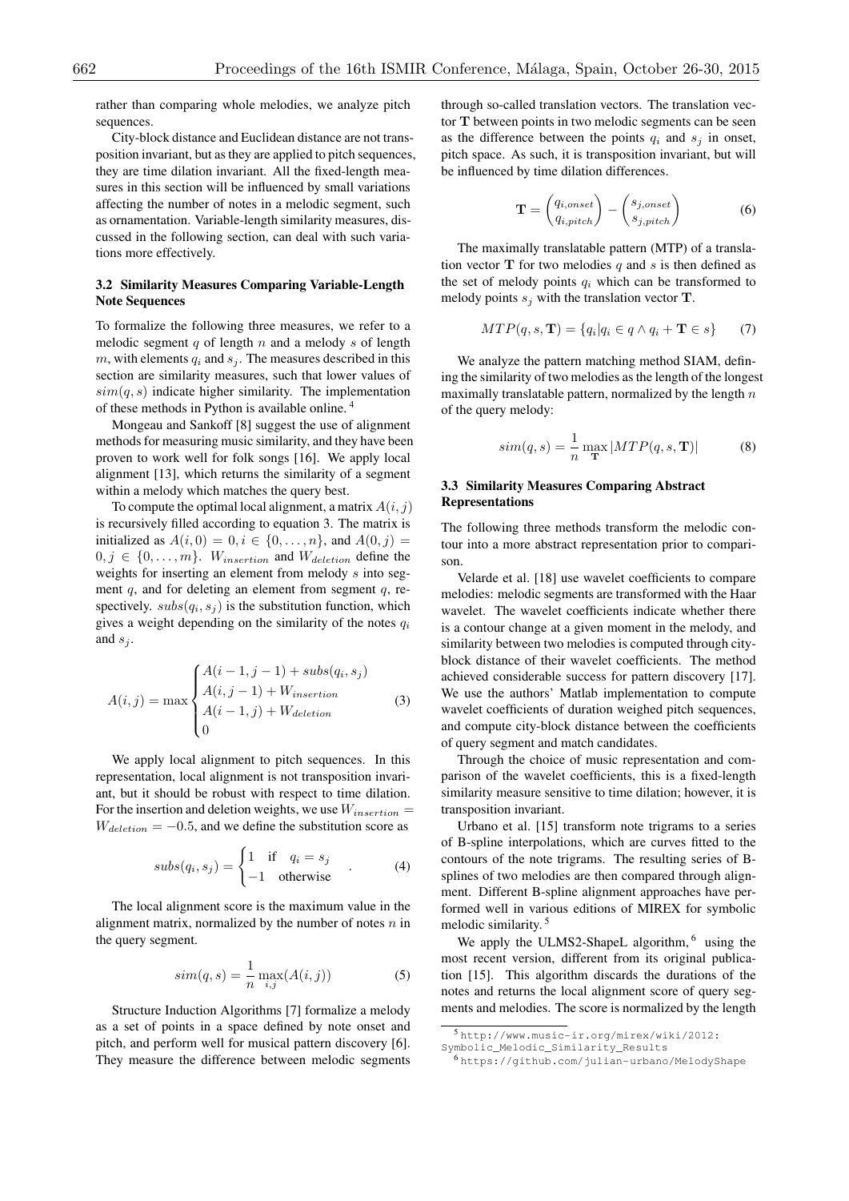rather than comparing whole melodies, we analyze pitch sequences.

City-block distance and Euclidean distance are not transposition invariant, but as they are applied to pitch sequences, they are time dilation invariant. All the fixed-length measures in this section will be influenced by small variations affecting the number of notes in a melodic segment, such as ornamentation. Variable-length similarity measures, discussed in the following section, can deal with such variations more effectively.

### 3.2 Similarity Measures Comparing Variable-Length Note Sequences

To formalize the following three measures, we refer to a melodic segment $q$ of length $n$ and a melody $s$ of length $m$, with elements $q_i$ and $s_j$. The measures described in this section are similarity measures, such that lower values of $sim(q, s)$ indicate higher similarity. The implementation of these methods in Python is available online. [4]

Mongeau and Sankoff [8] suggest the use of alignment methods for measuring music similarity, and they have been proven to work well for folk songs [16]. We apply local alignment [13], which returns the similarity of a segment within a melody which matches the query best.

To compute the optimal local alignment, a matrix $A(i, j)$ is recursively filled according to equation 3. The matrix is initialized as $A(i, 0) = 0, i \in \{0, \ldots, n\}$, and $A(0, j) = 0, j \in \{0, \ldots, m\}$. $W_{insertion}$ and $W_{deletion}$ define the weights for inserting an element from melody $s$ into segment $q$, and for deleting an element from segment $q$, respectively. $subs(q_i, s_j)$ is the substitution function, which gives a weight depending on the similarity of the notes $q_i$ and $s_j$.

$$A(i, j) = \max \begin{cases} A(i-1, j-1) + subs(q_i, s_j) \\ A(i, j-1) + W_{insertion} \\ A(i-1, j) + W_{deletion} \\ 0 \end{cases} \tag{3}$$

We apply local alignment to pitch sequences. In this representation, local alignment is not transposition invariant, but it should be robust with respect to time dilation. For the insertion and deletion weights, we use $W_{insertion} = W_{deletion} = -0.5$, and we define the substitution score as

$$subs(q_i, s_j) = \begin{cases} 1 & \text{if} \quad q_i = s_j \\ -1 & \text{otherwise} \end{cases} . \tag{4}$$

The local alignment score is the maximum value in the alignment matrix, normalized by the number of notes $n$ in the query segment.

$$sim(q, s) = \frac{1}{n} \max_{i,j}(A(i, j)) \tag{5}$$

Structure Induction Algorithms [7] formalize a melody as a set of points in a space defined by note onset and pitch, and perform well for musical pattern discovery [6]. They measure the difference between melodic segments through so-called translation vectors. The translation vector $\mathbf{T}$ between points in two melodic segments can be seen as the difference between the points $q_i$ and $s_j$ in onset, pitch space. As such, it is transposition invariant, but will be influenced by time dilation differences.

$$\mathbf{T} = \begin{pmatrix} q_{i,onset} \\ q_{i,pitch} \end{pmatrix} - \begin{pmatrix} s_{j,onset} \\ s_{j,pitch} \end{pmatrix} \tag{6}$$

The maximally translatable pattern (MTP) of a translation vector $\mathbf{T}$ for two melodies $q$ and $s$ is then defined as the set of melody points $q_i$ which can be transformed to melody points $s_j$ with the translation vector $\mathbf{T}$.

$$MTP(q, s, \mathbf{T}) = \{q_i | q_i \in q \wedge q_i + \mathbf{T} \in s\} \tag{7}$$

We analyze the pattern matching method SIAM, defining the similarity of two melodies as the length of the longest maximally translatable pattern, normalized by the length $n$ of the query melody:

$$sim(q, s) = \frac{1}{n} \max_{\mathbf{T}} |MTP(q, s, \mathbf{T})| \tag{8}$$

### 3.3 Similarity Measures Comparing Abstract Representations

The following three methods transform the melodic contour into a more abstract representation prior to comparison.

Velarde et al. [18] use wavelet coefficients to compare melodies: melodic segments are transformed with the Haar wavelet. The wavelet coefficients indicate whether there is a contour change at a given moment in the melody, and similarity between two melodies is computed through city-block distance of their wavelet coefficients. The method achieved considerable success for pattern discovery [17]. We use the authors' Matlab implementation to compute wavelet coefficients of duration weighed pitch sequences, and compute city-block distance between the coefficients of query segment and match candidates.

Through the choice of music representation and comparison of the wavelet coefficients, this is a fixed-length similarity measure sensitive to time dilation; however, it is transposition invariant.

Urbano et al. [15] transform note trigrams to a series of B-spline interpolations, which are curves fitted to the contours of the note trigrams. The resulting series of B-splines of two melodies are then compared through alignment. Different B-spline alignment approaches have performed well in various editions of MIREX for symbolic melodic similarity. [5]

We apply the ULMS2-ShapeL algorithm, [6] using the most recent version, different from its original publication [15]. This algorithm discards the durations of the notes and returns the local alignment score of query segments and melodies. The score is normalized by the length

[5] http://www.music-ir.org/mirex/wiki/2012:Symbolic_Melodic_Similarity_Results

[6] https://github.com/julian-urbano/MelodyShape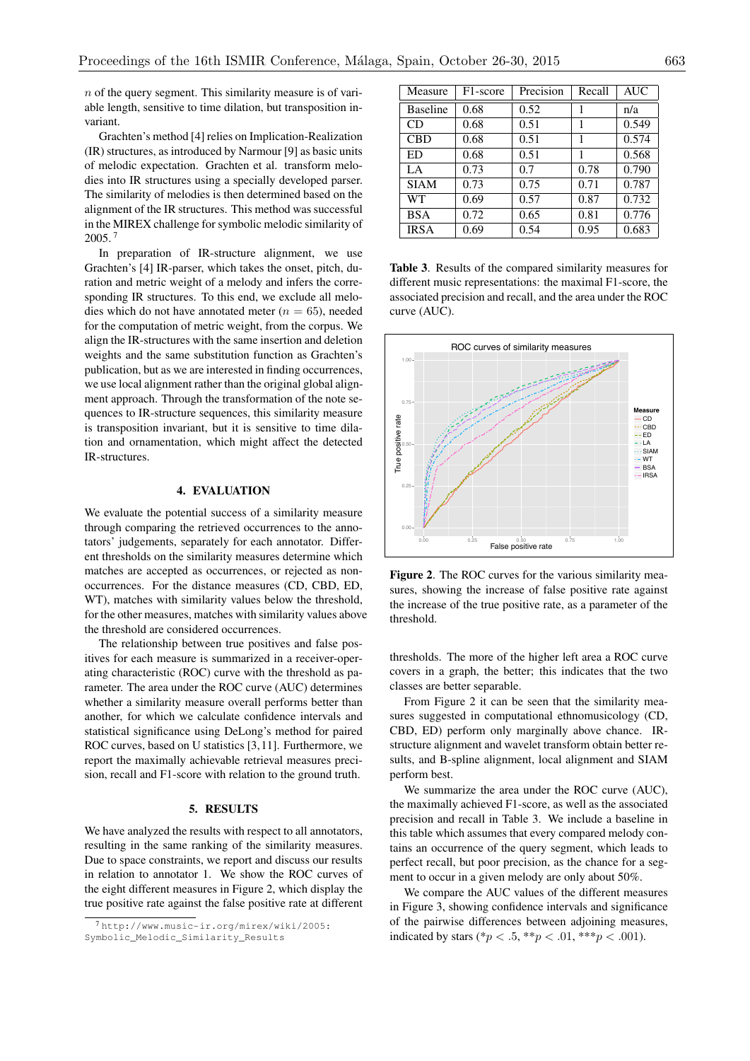$n$ of the query segment. This similarity measure is of variable length, sensitive to time dilation, but transposition invariant.

Grachten's method [4] relies on Implication-Realization (IR) structures, as introduced by Narmour [9] as basic units of melodic expectation. Grachten et al. transform melodies into IR structures using a specially developed parser. The similarity of melodies is then determined based on the alignment of the IR structures. This method was successful in the MIREX challenge for symbolic melodic similarity of 2005. [7]

In preparation of IR-structure alignment, we use Grachten's [4] IR-parser, which takes the onset, pitch, duration and metric weight of a melody and infers the corresponding IR structures. To this end, we exclude all melodies which do not have annotated meter ($n = 65$), needed for the computation of metric weight, from the corpus. We align the IR-structures with the same insertion and deletion weights and the same substitution function as Grachten's publication, but as we are interested in finding occurrences, we use local alignment rather than the original global alignment approach. Through the transformation of the note sequences to IR-structure sequences, this similarity measure is transposition invariant, but it is sensitive to time dilation and ornamentation, which might affect the detected IR-structures.

## 4. EVALUATION

We evaluate the potential success of a similarity measure through comparing the retrieved occurrences to the annotators' judgements, separately for each annotator. Different thresholds on the similarity measures determine which matches are accepted as occurrences, or rejected as non-occurrences. For the distance measures (CD, CBD, ED, WT), matches with similarity values below the threshold, for the other measures, matches with similarity values above the threshold are considered occurrences.

The relationship between true positives and false positives for each measure is summarized in a receiver-operating characteristic (ROC) curve with the threshold as parameter. The area under the ROC curve (AUC) determines whether a similarity measure overall performs better than another, for which we calculate confidence intervals and statistical significance using DeLong's method for paired ROC curves, based on U statistics [3, 11]. Furthermore, we report the maximally achievable retrieval measures precision, recall and F1-score with relation to the ground truth.

## 5. RESULTS

We have analyzed the results with respect to all annotators, resulting in the same ranking of the similarity measures. Due to space constraints, we report and discuss our results in relation to annotator 1. We show the ROC curves of the eight different measures in Figure 2, which display the true positive rate against the false positive rate at different thresholds. The more of the higher left area a ROC curve covers in a graph, the better; this indicates that the two classes are better separable.

| Measure | F1-score | Precision | Recall | AUC |
|---|---|---|---|---|
| Baseline | 0.68 | 0.52 | 1 | n/a |
| CD | 0.68 | 0.51 | 1 | 0.549 |
| CBD | 0.68 | 0.51 | 1 | 0.574 |
| ED | 0.68 | 0.51 | 1 | 0.568 |
| LA | 0.73 | 0.7 | 0.78 | 0.790 |
| SIAM | 0.73 | 0.75 | 0.71 | 0.787 |
| WT | 0.69 | 0.57 | 0.87 | 0.732 |
| BSA | 0.72 | 0.65 | 0.81 | 0.776 |
| IRSA | 0.69 | 0.54 | 0.95 | 0.683 |

**Table 3**. Results of the compared similarity measures for different music representations: the maximal F1-score, the associated precision and recall, and the area under the ROC curve (AUC).

**Figure 2**. The ROC curves for the various similarity measures, showing the increase of false positive rate against the increase of the true positive rate, as a parameter of the threshold.

From Figure 2 it can be seen that the similarity measures suggested in computational ethnomusicology (CD, CBD, ED) perform only marginally above chance. IR-structure alignment and wavelet transform obtain better results, and B-spline alignment, local alignment and SIAM perform best.

We summarize the area under the ROC curve (AUC), the maximally achieved F1-score, as well as the associated precision and recall in Table 3. We include a baseline in this table which assumes that every compared melody contains an occurrence of the query segment, which leads to perfect recall, but poor precision, as the chance for a segment to occur in a given melody are only about 50%.

We compare the AUC values of the different measures in Figure 3, showing confidence intervals and significance of the pairwise differences between adjoining measures, indicated by stars (*$p < .5$, **$p < .01$, ***$p < .001$).

[7] http://www.music-ir.org/mirex/wiki/2005:Symbolic_Melodic_Similarity_Results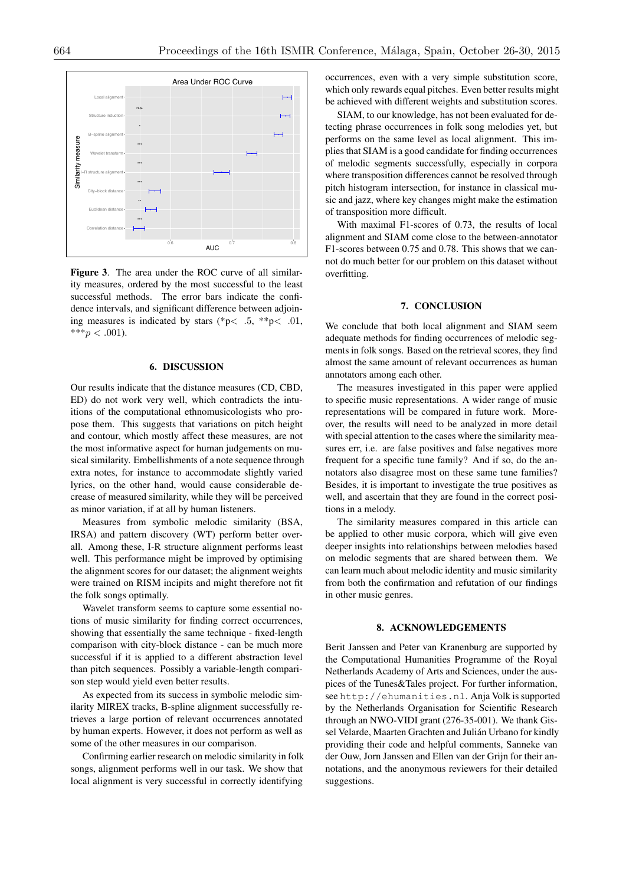**Figure 3**. The area under the ROC curve of all similarity measures, ordered by the most successful for the least successful methods. The error bars indicate the confidence intervals, and significant difference between adjoining measures is indicated by stars (*p< .5, **p< .01, ***$p < .001$).

## 6. DISCUSSION

Our results indicate that the distance measures (CD, CBD, ED) do not work very well, which contradicts the intuitions of the computational ethnomusicologists who propose them. This suggests that variations on pitch height and contour, which mostly affect these measures, are not the most informative aspect for human judgements on musical similarity. Embellishments of a note sequence through extra notes, for instance to accommodate slightly varied lyrics, on the other hand, would cause considerable decrease of measured similarity, while they will be perceived as minor variation, if at all by human listeners.

Measures from symbolic melodic similarity (BSA, IRSA) and pattern discovery (WT) perform better overall. Among these, I-R structure alignment performs least well. This performance might be improved by optimising the alignment scores for our dataset; the alignment weights were trained on RISM incipits and might therefore not fit the folk songs optimally.

Wavelet transform seems to capture some essential notions of music similarity for finding correct occurrences, showing that essentially the same technique - fixed-length comparison with city-block distance - can be much more successful if it is applied to a different abstraction level than pitch sequences. Possibly a variable-length comparison step would yield even better results.

As expected from its success in symbolic melodic similarity MIREX tracks, B-spline alignment successfully retrieves a large portion of relevant occurrences annotated by human experts. However, it does not perform as well as some of the other measures in our comparison.

Confirming earlier research on melodic similarity in folk songs, alignment performs well in our task. We show that local alignment is very successful in correctly identifying occurrences, even with a very simple substitution score, which only rewards equal pitches. Even better results might be achieved with different weights and substitution scores.

SIAM, to our knowledge, has not been evaluated for detecting phrase occurrences in folk song melodies yet, but performs on the same level as local alignment. This implies that SIAM is a good candidate for finding occurrences of melodic segments successfully, especially in corpora where transposition differences cannot be resolved through pitch histogram intersection, for instance in classical music and jazz, where key changes might make the estimation of transposition more difficult.

With maximal F1-scores of 0.73, the results of local alignment and SIAM come close to the between-annotator F1-scores between 0.75 and 0.78. This shows that we cannot do much better for our problem on this dataset without overfitting.

## 7. CONCLUSION

We conclude that both local alignment and SIAM seem adequate methods for finding occurrences of melodic segments in folk songs. Based on the retrieval scores, they find almost the same amount of relevant occurrences as human annotators among each other.

The measures investigated in this paper were applied to specific music representations. A wider range of music representations will be compared in future work. Moreover, the results will need to be analyzed in more detail with special attention to the cases where the similarity measures err, i.e. are false positives and false negatives more frequent for a specific tune family? And if so, do the annotators also disagree most on these same tune families? Besides, it is important to investigate the true positives as well, and ascertain that they are found in the correct positions in a melody.

The similarity measures compared in this article can be applied to other music corpora, which will give even deeper insights into relationships between melodies based on melodic segments that are shared between them. We can learn much about melodic identity and music similarity from both the confirmation and refutation of our findings in other music genres.

## 8. ACKNOWLEDGEMENTS

Berit Janssen and Peter van Kranenburg are supported by the Computational Humanities Programme of the Royal Netherlands Academy of Arts and Sciences, under the auspices of the Tunes&Tales project. For further information, see `http://ehumanities.nl`. Anja Volk is supported by the Netherlands Organisation for Scientific Research through an NWO-VIDI grant (276-35-001). We thank Gissel Velarde, Maarten Grachten and Julián Urbano for kindly providing their code and helpful comments, Sanneke van der Ouw, Jorn Janssen and Ellen van der Grijn for their annotations, and the anonymous reviewers for their detailed suggestions.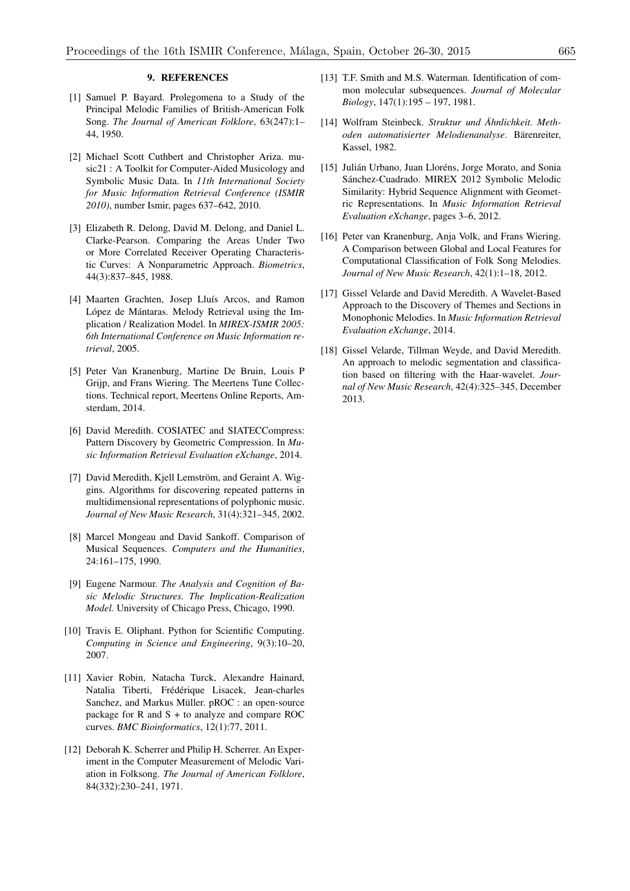## 9. REFERENCES

[1] Samuel P. Bayard. Prolegomena to a Study of the Principal Melodic Families of British-American Folk Song. *The Journal of American Folklore*, 63(247):1–44, 1950.

[2] Michael Scott Cuthbert and Christopher Ariza. music21 : A Toolkit for Computer-Aided Musicology and Symbolic Music Data. In *11th International Society for Music Information Retrieval Conference (ISMIR 2010)*, number Ismir, pages 637–642, 2010.

[3] Elizabeth R. Delong, David M. Delong, and Daniel L. Clarke-Pearson. Comparing the Areas Under Two or More Correlated Receiver Operating Characteristic Curves: A Nonparametric Approach. *Biometrics*, 44(3):837–845, 1988.

[4] Maarten Grachten, Josep Lluís Arcos, and Ramon López de Mántaras. Melody Retrieval using the Implication / Realization Model. In *MIREX-ISMIR 2005: 6th International Conference on Music Information retrieval*, 2005.

[5] Peter Van Kranenburg, Martine De Bruin, Louis P Grijp, and Frans Wiering. The Meertens Tune Collections. Technical report, Meertens Online Reports, Amsterdam, 2014.

[6] David Meredith. COSIATEC and SIATECCompress: Pattern Discovery by Geometric Compression. In *Music Information Retrieval Evaluation eXchange*, 2014.

[7] David Meredith, Kjell Lemström, and Geraint A. Wiggins. Algorithms for discovering repeated patterns in multidimensional representations of polyphonic music. *Journal of New Music Research*, 31(4):321–345, 2002.

[8] Marcel Mongeau and David Sankoff. Comparison of Musical Sequences. *Computers and the Humanities*, 24:161–175, 1990.

[9] Eugene Narmour. *The Analysis and Cognition of Basic Melodic Structures. The Implication-Realization Model.* University of Chicago Press, Chicago, 1990.

[10] Travis E. Oliphant. Python for Scientific Computing. *Computing in Science and Engineering*, 9(3):10–20, 2007.

[11] Xavier Robin, Natacha Turck, Alexandre Hainard, Natalia Tiberti, Frédérique Lisacek, Jean-charles Sanchez, and Markus Müller. pROC : an open-source package for R and S + to analyze and compare ROC curves. *BMC Bioinformatics*, 12(1):77, 2011.

[12] Deborah K. Scherrer and Philip H. Scherrer. An Experiment in the Computer Measurement of Melodic Variation in Folksong. *The Journal of American Folklore*, 84(332):230–241, 1971.

[13] T.F. Smith and M.S. Waterman. Identification of common molecular subsequences. *Journal of Molecular Biology*, 147(1):195 – 197, 1981.

[14] Wolfram Steinbeck. *Struktur und Ähnlichkeit. Methoden automatisierter Melodienanalyse*. Bärenreiter, Kassel, 1982.

[15] Julián Urbano, Juan Lloréns, Jorge Morato, and Sonia Sánchez-Cuadrado. MIREX 2012 Symbolic Melodic Similarity: Hybrid Sequence Alignment with Geometric Representations. In *Music Information Retrieval Evaluation eXchange*, pages 3–6, 2012.

[16] Peter van Kranenburg, Anja Volk, and Frans Wiering. A Comparison between Global and Local Features for Computational Classification of Folk Song Melodies. *Journal of New Music Research*, 42(1):1–18, 2012.

[17] Gissel Velarde and David Meredith. A Wavelet-Based Approach to the Discovery of Themes and Sections in Monophonic Melodies. In *Music Information Retrieval Evaluation eXchange*, 2014.

[18] Gissel Velarde, Tillman Weyde, and David Meredith. An approach to melodic segmentation and classification based on filtering with the Haar-wavelet. *Journal of New Music Research*, 42(4):325–345, December 2013.